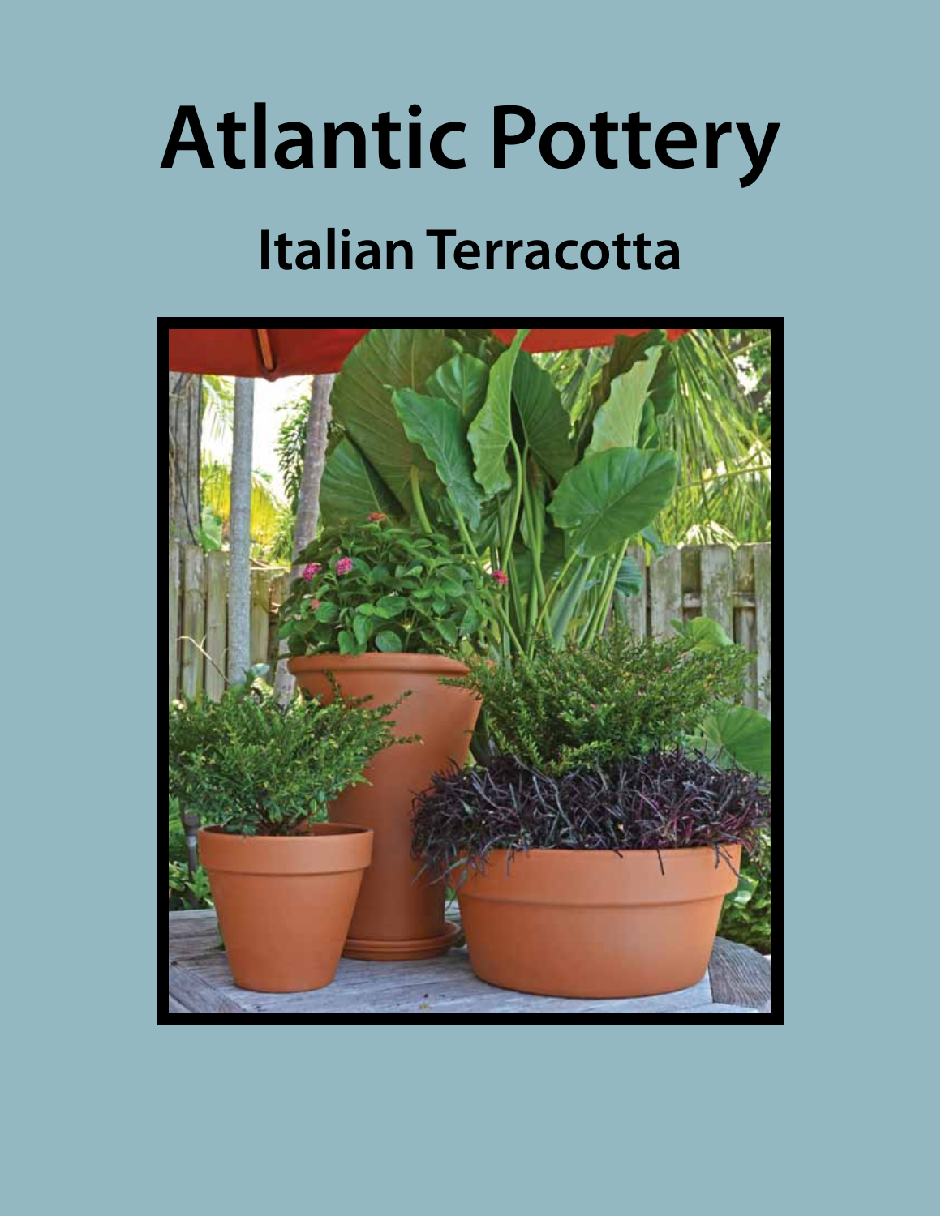# Atlantic Pottery

## Italian Terracotta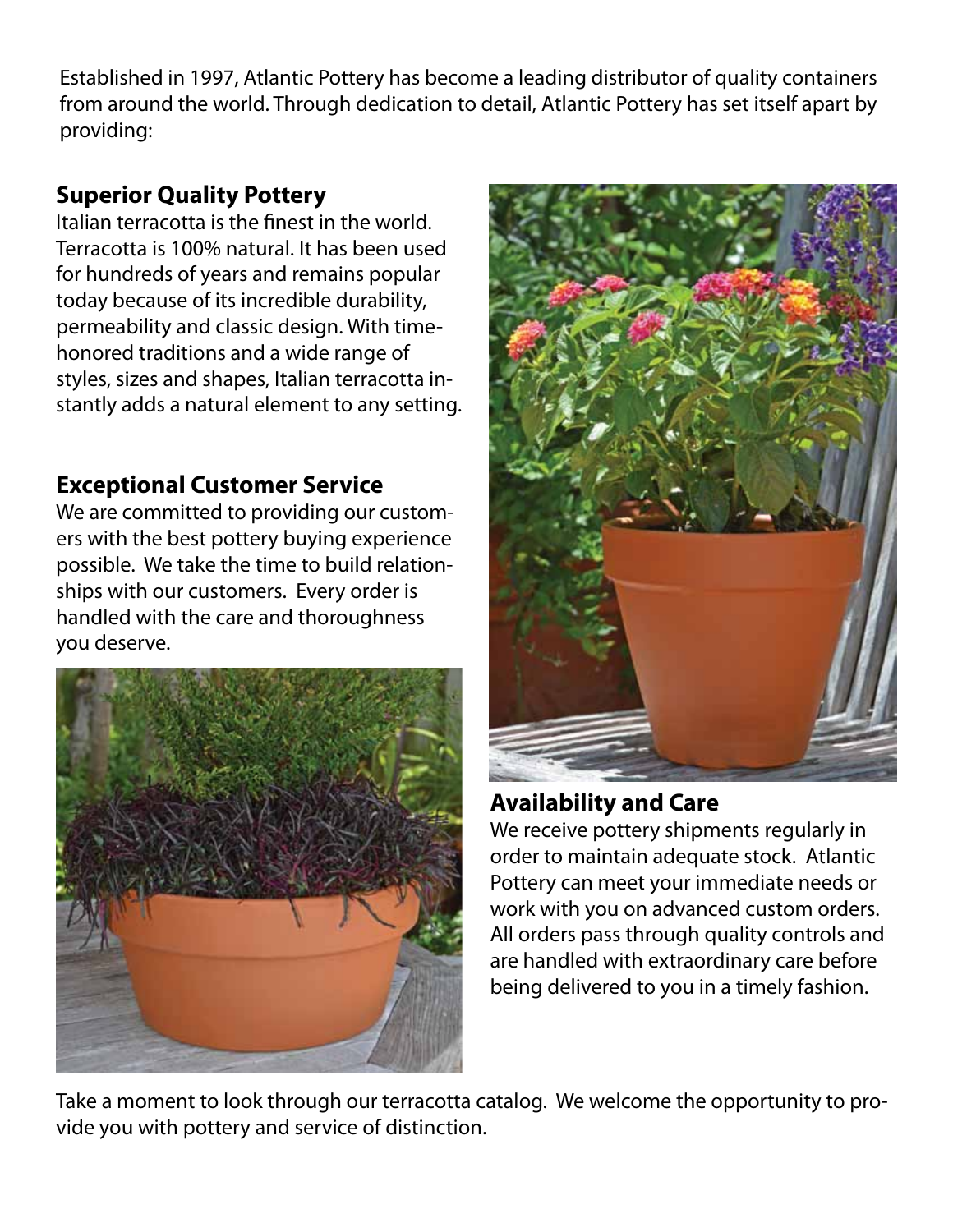Established in 1997, Atlantic Pottery has become a leading distributor of quality containers from around the world. Through dedication to detail, Atlantic Pottery has set itself apart by providing:

### Superior Quality Pottery

Italian terracotta is the finest in the world. Terracotta is 100% natural. It has been used for hundreds of years and remains popular today because of its incredible durability, permeability and classic design. With time-honored traditions and a wide range of styles, sizes and shapes, Italian terracotta instantly adds a natural element to any setting.

### Exceptional Customer Service

We are committed to providing our customers with the best pottery buying experience possible. We take the time to build relationships with our customers. Every order is handled with the care and thoroughness you deserve.

### Availability and Care

We receive pottery shipments regularly in order to maintain adequate stock. Atlantic Pottery can meet your immediate needs or work with you on advanced custom orders. All orders pass through quality controls and are handled with extraordinary care before being delivered to you in a timely fashion.

Take a moment to look through our terracotta catalog. We welcome the opportunity to provide you with pottery and service of distinction.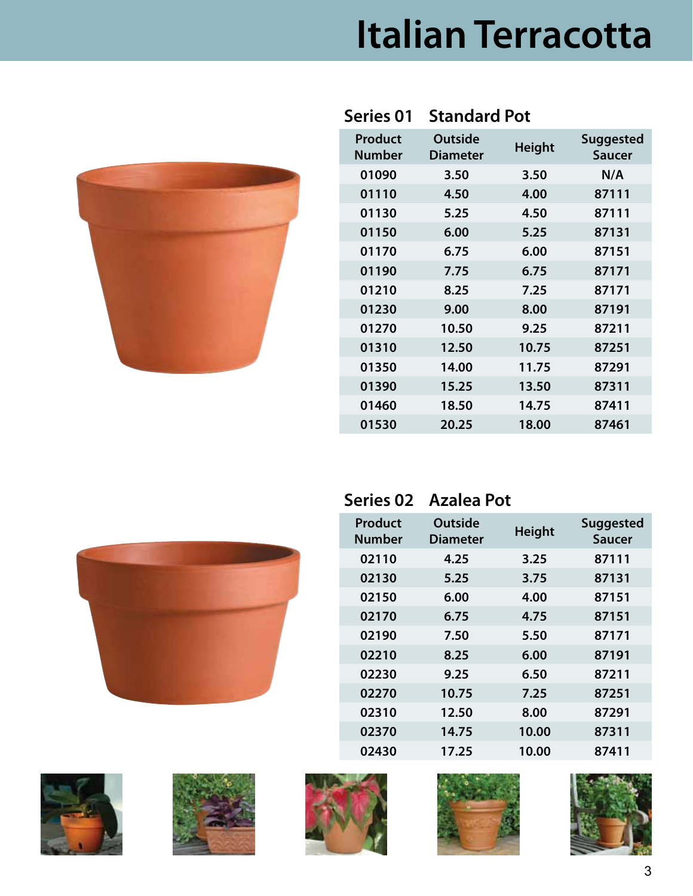# Italian Terracotta

## Series 01 Standard Pot

| Product Number | Outside Diameter | Height | Suggested Saucer |
|---|---|---|---|
| 01090 | 3.50 | 3.50 | N/A |
| 01110 | 4.50 | 4.00 | 87111 |
| 01130 | 5.25 | 4.50 | 87111 |
| 01150 | 6.00 | 5.25 | 87131 |
| 01170 | 6.75 | 6.00 | 87151 |
| 01190 | 7.75 | 6.75 | 87171 |
| 01210 | 8.25 | 7.25 | 87171 |
| 01230 | 9.00 | 8.00 | 87191 |
| 01270 | 10.50 | 9.25 | 87211 |
| 01310 | 12.50 | 10.75 | 87251 |
| 01350 | 14.00 | 11.75 | 87291 |
| 01390 | 15.25 | 13.50 | 87311 |
| 01460 | 18.50 | 14.75 | 87411 |
| 01530 | 20.25 | 18.00 | 87461 |

## Series 02 Azalea Pot

| Product Number | Outside Diameter | Height | Suggested Saucer |
|---|---|---|---|
| 02110 | 4.25 | 3.25 | 87111 |
| 02130 | 5.25 | 3.75 | 87131 |
| 02150 | 6.00 | 4.00 | 87151 |
| 02170 | 6.75 | 4.75 | 87151 |
| 02190 | 7.50 | 5.50 | 87171 |
| 02210 | 8.25 | 6.00 | 87191 |
| 02230 | 9.25 | 6.50 | 87211 |
| 02270 | 10.75 | 7.25 | 87251 |
| 02310 | 12.50 | 8.00 | 87291 |
| 02370 | 14.75 | 10.00 | 87311 |
| 02430 | 17.25 | 10.00 | 87411 |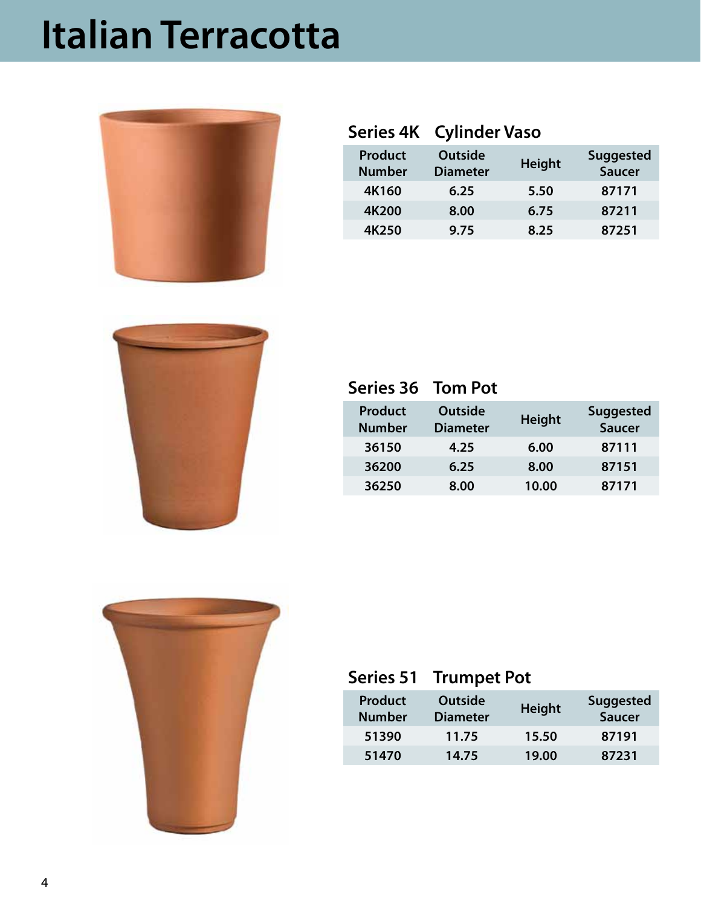# Italian Terracotta

## Series 4K Cylinder Vaso

| Product Number | Outside Diameter | Height | Suggested Saucer |
|---|---|---|---|
| 4K160 | 6.25 | 5.50 | 87171 |
| 4K200 | 8.00 | 6.75 | 87211 |
| 4K250 | 9.75 | 8.25 | 87251 |

## Series 36 Tom Pot

| Product Number | Outside Diameter | Height | Suggested Saucer |
|---|---|---|---|
| 36150 | 4.25 | 6.00 | 87111 |
| 36200 | 6.25 | 8.00 | 87151 |
| 36250 | 8.00 | 10.00 | 87171 |

## Series 51 Trumpet Pot

| Product Number | Outside Diameter | Height | Suggested Saucer |
|---|---|---|---|
| 51390 | 11.75 | 15.50 | 87191 |
| 51470 | 14.75 | 19.00 | 87231 |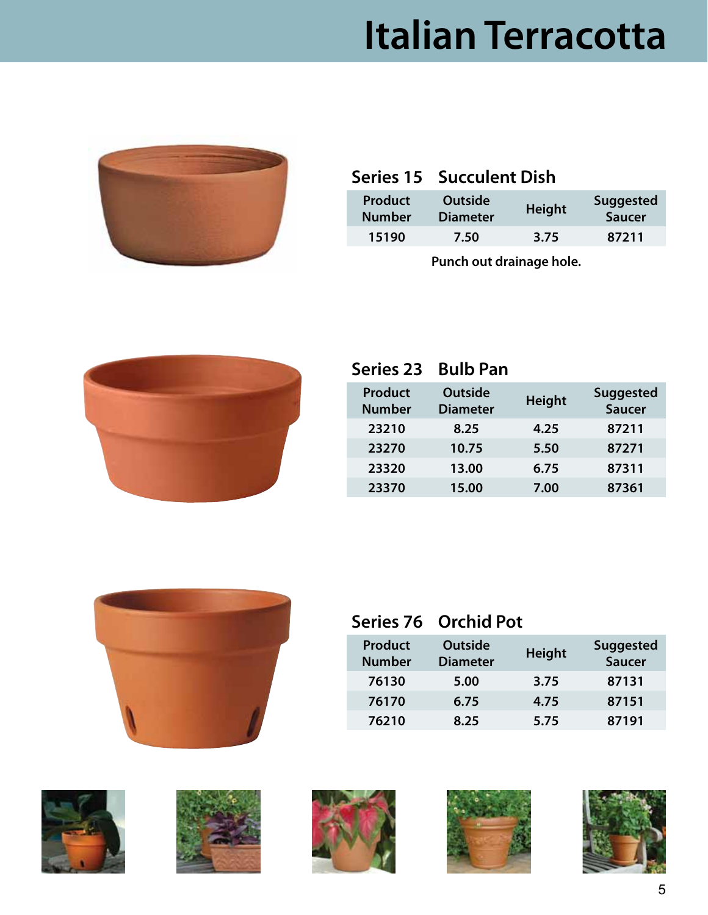# Italian Terracotta

## Series 15 Succulent Dish

| Product Number | Outside Diameter | Height | Suggested Saucer |
|---|---|---|---|
| 15190 | 7.50 | 3.75 | 87211 |

Punch out drainage hole.

## Series 23 Bulb Pan

| Product Number | Outside Diameter | Height | Suggested Saucer |
|---|---|---|---|
| 23210 | 8.25 | 4.25 | 87211 |
| 23270 | 10.75 | 5.50 | 87271 |
| 23320 | 13.00 | 6.75 | 87311 |
| 23370 | 15.00 | 7.00 | 87361 |

## Series 76 Orchid Pot

| Product Number | Outside Diameter | Height | Suggested Saucer |
|---|---|---|---|
| 76130 | 5.00 | 3.75 | 87131 |
| 76170 | 6.75 | 4.75 | 87151 |
| 76210 | 8.25 | 5.75 | 87191 |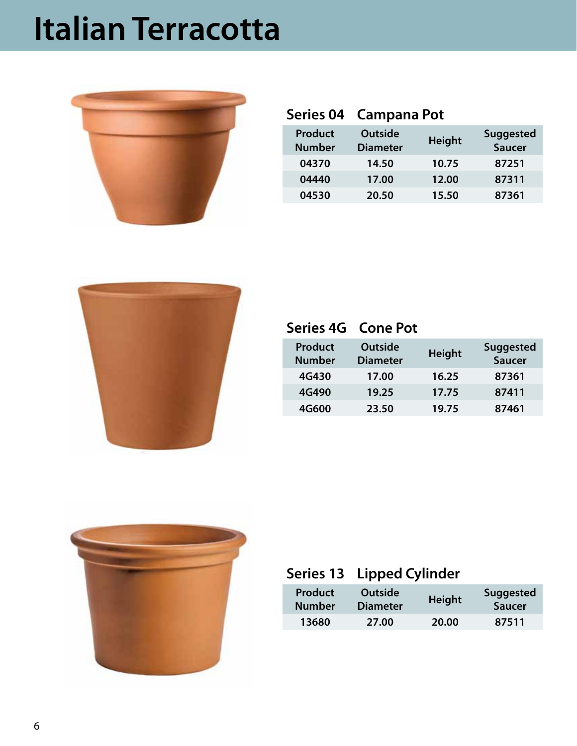# Italian Terracotta

## Series 04 Campana Pot

| Product Number | Outside Diameter | Height | Suggested Saucer |
|---|---|---|---|
| 04370 | 14.50 | 10.75 | 87251 |
| 04440 | 17.00 | 12.00 | 87311 |
| 04530 | 20.50 | 15.50 | 87361 |

## Series 4G Cone Pot

| Product Number | Outside Diameter | Height | Suggested Saucer |
|---|---|---|---|
| 4G430 | 17.00 | 16.25 | 87361 |
| 4G490 | 19.25 | 17.75 | 87411 |
| 4G600 | 23.50 | 19.75 | 87461 |

## Series 13 Lipped Cylinder

| Product Number | Outside Diameter | Height | Suggested Saucer |
|---|---|---|---|
| 13680 | 27.00 | 20.00 | 87511 |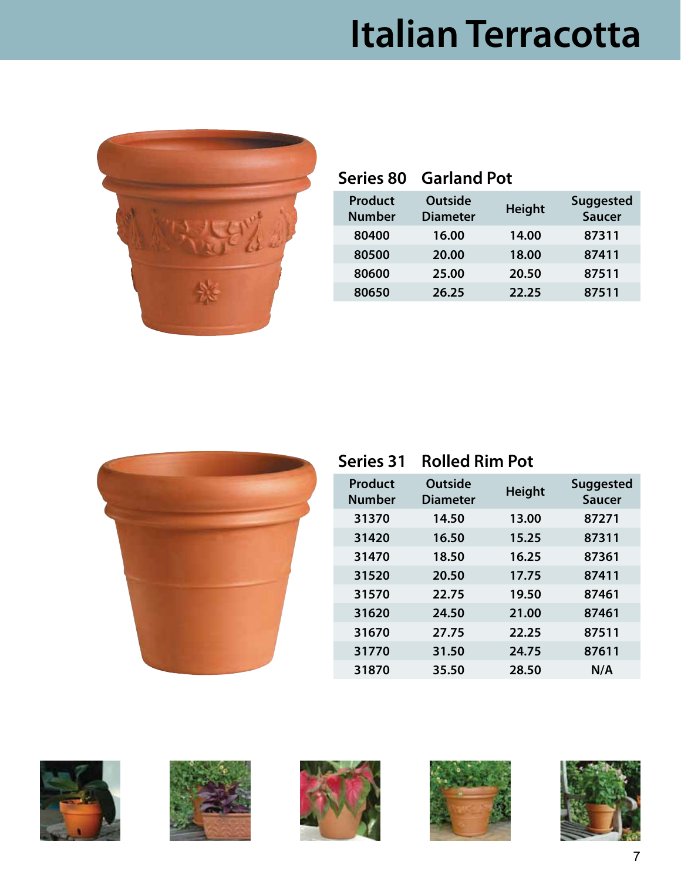# Italian Terracotta

## Series 80 Garland Pot

| Product Number | Outside Diameter | Height | Suggested Saucer |
|---|---|---|---|
| 80400 | 16.00 | 14.00 | 87311 |
| 80500 | 20.00 | 18.00 | 87411 |
| 80600 | 25.00 | 20.50 | 87511 |
| 80650 | 26.25 | 22.25 | 87511 |

## Series 31 Rolled Rim Pot

| Product Number | Outside Diameter | Height | Suggested Saucer |
|---|---|---|---|
| 31370 | 14.50 | 13.00 | 87271 |
| 31420 | 16.50 | 15.25 | 87311 |
| 31470 | 18.50 | 16.25 | 87361 |
| 31520 | 20.50 | 17.75 | 87411 |
| 31570 | 22.75 | 19.50 | 87461 |
| 31620 | 24.50 | 21.00 | 87461 |
| 31670 | 27.75 | 22.25 | 87511 |
| 31770 | 31.50 | 24.75 | 87611 |
| 31870 | 35.50 | 28.50 | N/A |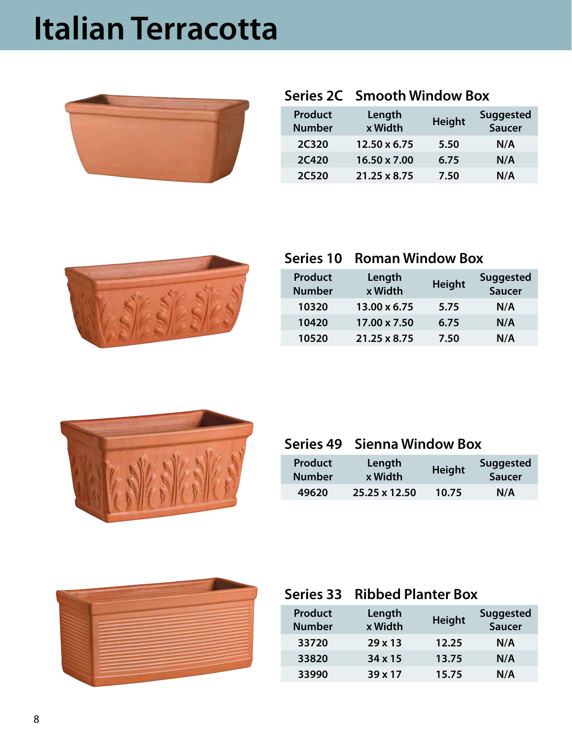# Italian Terracotta

## Series 2C Smooth Window Box

| Product Number | Length x Width | Height | Suggested Saucer |
|---|---|---|---|
| 2C320 | 12.50 x 6.75 | 5.50 | N/A |
| 2C420 | 16.50 x 7.00 | 6.75 | N/A |
| 2C520 | 21.25 x 8.75 | 7.50 | N/A |

## Series 10 Roman Window Box

| Product Number | Length x Width | Height | Suggested Saucer |
|---|---|---|---|
| 10320 | 13.00 x 6.75 | 5.75 | N/A |
| 10420 | 17.00 x 7.50 | 6.75 | N/A |
| 10520 | 21.25 x 8.75 | 7.50 | N/A |

## Series 49 Sienna Window Box

| Product Number | Length x Width | Height | Suggested Saucer |
|---|---|---|---|
| 49620 | 25.25 x 12.50 | 10.75 | N/A |

## Series 33 Ribbed Planter Box

| Product Number | Length x Width | Height | Suggested Saucer |
|---|---|---|---|
| 33720 | 29 x 13 | 12.25 | N/A |
| 33820 | 34 x 15 | 13.75 | N/A |
| 33990 | 39 x 17 | 15.75 | N/A |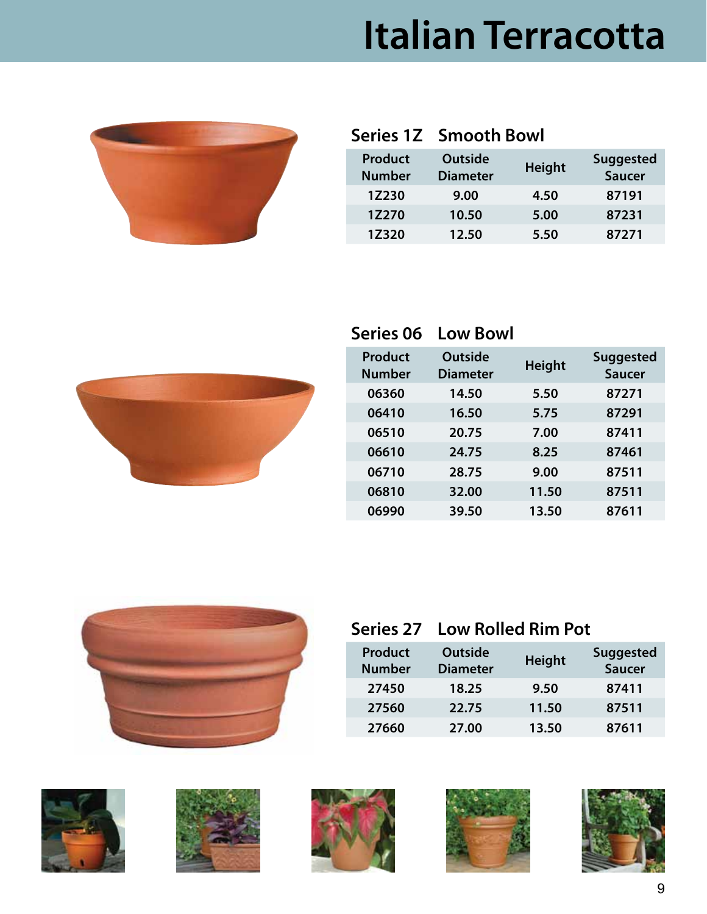# Italian Terracotta

## Series 1Z Smooth Bowl

| Product Number | Outside Diameter | Height | Suggested Saucer |
|---|---|---|---|
| 1Z230 | 9.00 | 4.50 | 87191 |
| 1Z270 | 10.50 | 5.00 | 87231 |
| 1Z320 | 12.50 | 5.50 | 87271 |

## Series 06 Low Bowl

| Product Number | Outside Diameter | Height | Suggested Saucer |
|---|---|---|---|
| 06360 | 14.50 | 5.50 | 87271 |
| 06410 | 16.50 | 5.75 | 87291 |
| 06510 | 20.75 | 7.00 | 87411 |
| 06610 | 24.75 | 8.25 | 87461 |
| 06710 | 28.75 | 9.00 | 87511 |
| 06810 | 32.00 | 11.50 | 87511 |
| 06990 | 39.50 | 13.50 | 87611 |

## Series 27 Low Rolled Rim Pot

| Product Number | Outside Diameter | Height | Suggested Saucer |
|---|---|---|---|
| 27450 | 18.25 | 9.50 | 87411 |
| 27560 | 22.75 | 11.50 | 87511 |
| 27660 | 27.00 | 13.50 | 87611 |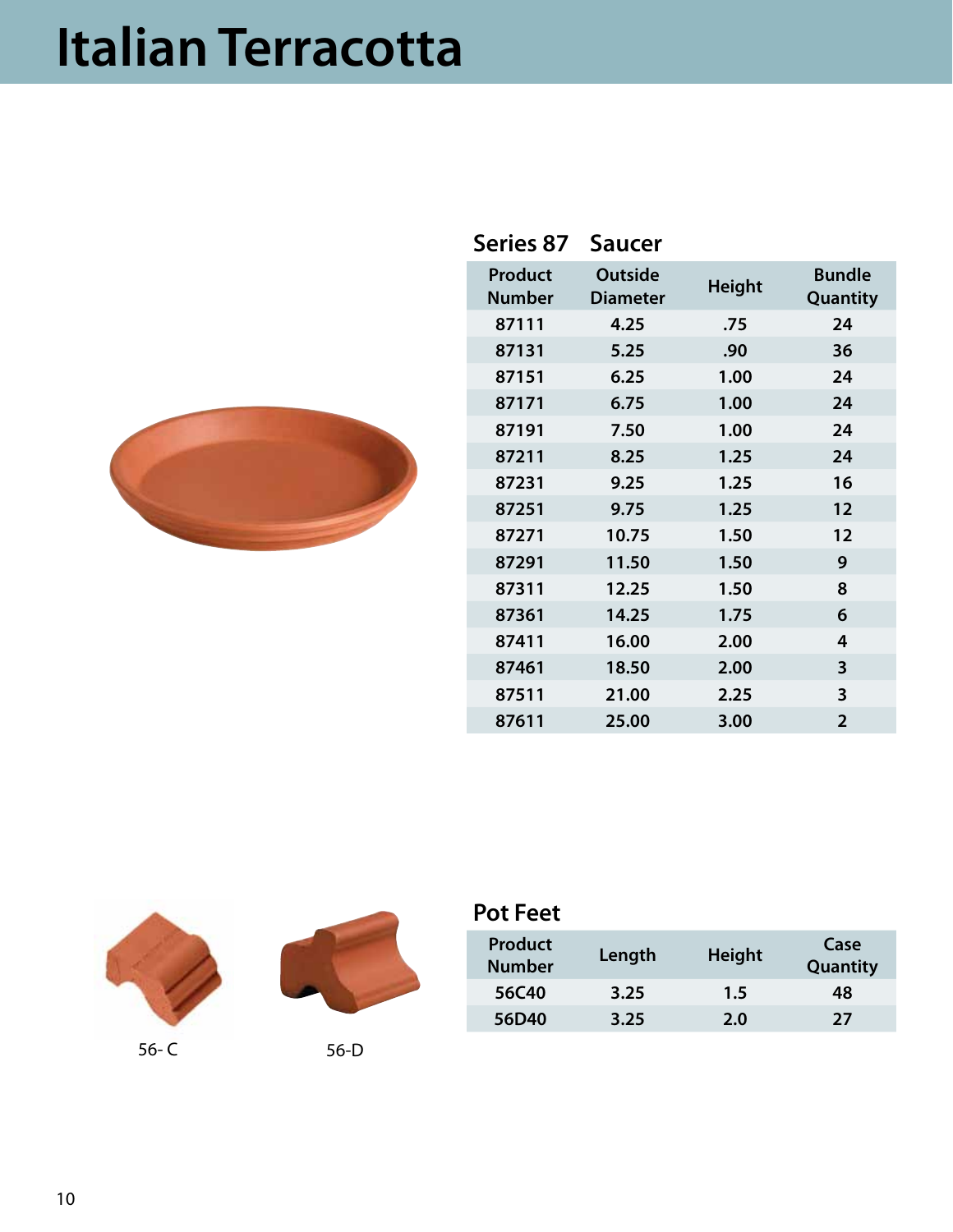# Italian Terracotta

## Series 87 Saucer

| Product Number | Outside Diameter | Height | Bundle Quantity |
|---|---|---|---|
| 87111 | 4.25 | .75 | 24 |
| 87131 | 5.25 | .90 | 36 |
| 87151 | 6.25 | 1.00 | 24 |
| 87171 | 6.75 | 1.00 | 24 |
| 87191 | 7.50 | 1.00 | 24 |
| 87211 | 8.25 | 1.25 | 24 |
| 87231 | 9.25 | 1.25 | 16 |
| 87251 | 9.75 | 1.25 | 12 |
| 87271 | 10.75 | 1.50 | 12 |
| 87291 | 11.50 | 1.50 | 9 |
| 87311 | 12.25 | 1.50 | 8 |
| 87361 | 14.25 | 1.75 | 6 |
| 87411 | 16.00 | 2.00 | 4 |
| 87461 | 18.50 | 2.00 | 3 |
| 87511 | 21.00 | 2.25 | 3 |
| 87611 | 25.00 | 3.00 | 2 |

56- C

56-D

## Pot Feet

| Product Number | Length | Height | Case Quantity |
|---|---|---|---|
| 56C40 | 3.25 | 1.5 | 48 |
| 56D40 | 3.25 | 2.0 | 27 |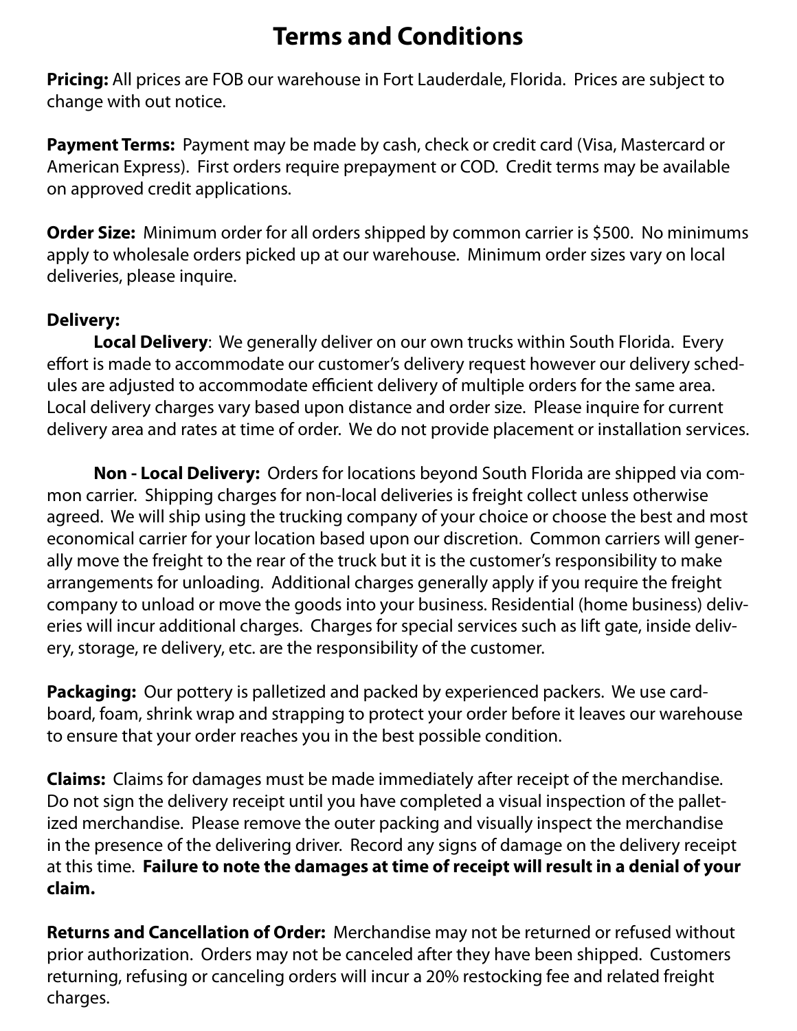# Terms and Conditions

**Pricing:** All prices are FOB our warehouse in Fort Lauderdale, Florida. Prices are subject to change with out notice.

**Payment Terms:** Payment may be made by cash, check or credit card (Visa, Mastercard or American Express). First orders require prepayment or COD. Credit terms may be available on approved credit applications.

**Order Size:** Minimum order for all orders shipped by common carrier is $500. No minimums apply to wholesale orders picked up at our warehouse. Minimum order sizes vary on local deliveries, please inquire.

**Delivery:**

**Local Delivery**: We generally deliver on our own trucks within South Florida. Every effort is made to accommodate our customer's delivery request however our delivery schedules are adjusted to accommodate efficient delivery of multiple orders for the same area. Local delivery charges vary based upon distance and order size. Please inquire for current delivery area and rates at time of order. We do not provide placement or installation services.

**Non - Local Delivery:** Orders for locations beyond South Florida are shipped via common carrier. Shipping charges for non-local deliveries is freight collect unless otherwise agreed. We will ship using the trucking company of your choice or choose the best and most economical carrier for your location based upon our discretion. Common carriers will generally move the freight to the rear of the truck but it is the customer's responsibility to make arrangements for unloading. Additional charges generally apply if you require the freight company to unload or move the goods into your business. Residential (home business) deliveries will incur additional charges. Charges for special services such as lift gate, inside delivery, storage, re delivery, etc. are the responsibility of the customer.

**Packaging:** Our pottery is palletized and packed by experienced packers. We use cardboard, foam, shrink wrap and strapping to protect your order before it leaves our warehouse to ensure that your order reaches you in the best possible condition.

**Claims:** Claims for damages must be made immediately after receipt of the merchandise. Do not sign the delivery receipt until you have completed a visual inspection of the palletized merchandise. Please remove the outer packing and visually inspect the merchandise in the presence of the delivering driver. Record any signs of damage on the delivery receipt at this time. **Failure to note the damages at time of receipt will result in a denial of your claim.**

**Returns and Cancellation of Order:** Merchandise may not be returned or refused without prior authorization. Orders may not be canceled after they have been shipped. Customers returning, refusing or canceling orders will incur a 20% restocking fee and related freight charges.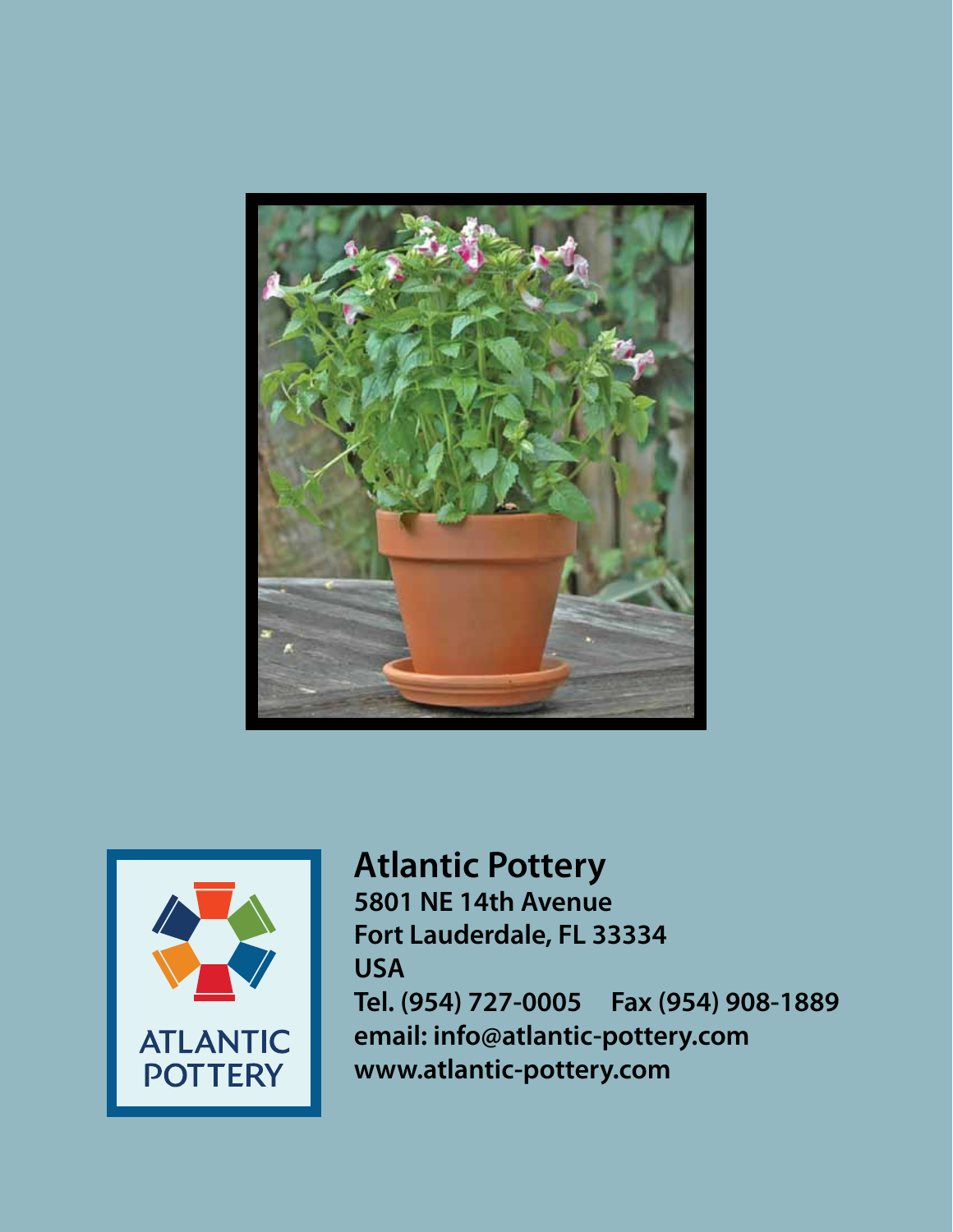**Atlantic Pottery**

**5801 NE 14th Avenue**

**Fort Lauderdale, FL 33334**

**USA**

**Tel. (954) 727-0005 Fax (954) 908-1889**

**email: info@atlantic-pottery.com**

**www.atlantic-pottery.com**